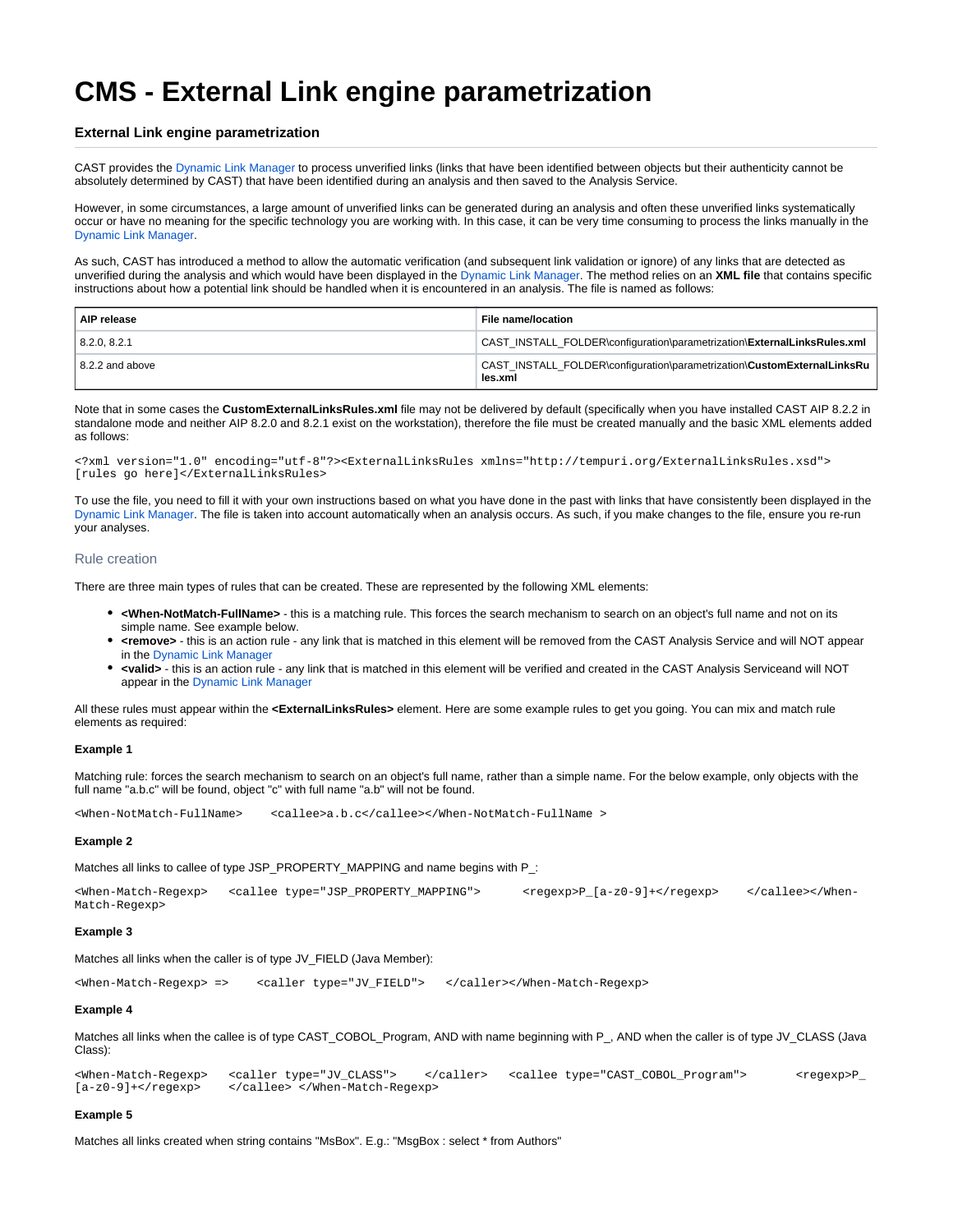# CMS - External Link engine parametrization

### External Link engine parametrization

CAST provides the Dynamic Link Manager to process unverified links (links that have been identified between objects but their authenticity cannot be absolutely determined by CAST) that have been identified during an analysis and then saved to the Analysis Service.

However, in some circumstances, a large amount of unverified links can be generated during an analysis and often these unverified links systematically occur or have no meaning for the specific technology you are working with. In this case, it can be very time consuming to process the links manually in the Dynamic Link Manager.

As such, CAST has introduced a method to allow the automatic verification (and subsequent link validation or ignore) of any links that are detected as unverified during the analysis and which would have been displayed in the Dynamic Link Manager. The method relies on an **XML file** that contains specific instructions about how a potential link should be handled when it is encountered in an analysis. The file is named as follows:

| AIP release | File name/location |
|---|---|
| 8.2.0, 8.2.1 | CAST_INSTALL_FOLDER\configuration\parametrization\**ExternalLinksRules.xml** |
| 8.2.2 and above | CAST_INSTALL_FOLDER\configuration\parametrization\**CustomExternalLinksRules.xml** |

Note that in some cases the **CustomExternalLinksRules.xml** file may not be delivered by default (specifically when you have installed CAST AIP 8.2.2 in standalone mode and neither AIP 8.2.0 and 8.2.1 exist on the workstation), therefore the file must be created manually and the basic XML elements added as follows:

```
<?xml version="1.0" encoding="utf-8"?><ExternalLinksRules xmlns="http://tempuri.org/ExternalLinksRules.xsd">
[rules go here]</ExternalLinksRules>
```

To use the file, you need to fill it with your own instructions based on what you have done in the past with links that have consistently been displayed in the Dynamic Link Manager. The file is taken into account automatically when an analysis occurs. As such, if you make changes to the file, ensure you re-run your analyses.

#### Rule creation

There are three main types of rules that can be created. These are represented by the following XML elements:

- **<When-NotMatch-FullName>** - this is a matching rule. This forces the search mechanism to search on an object's full name and not on its simple name. See example below.
- **<remove>** - this is an action rule - any link that is matched in this element will be removed from the CAST Analysis Service and will NOT appear in the Dynamic Link Manager
- **<valid>** - this is an action rule - any link that is matched in this element will be verified and created in the CAST Analysis Serviceand will NOT appear in the Dynamic Link Manager

All these rules must appear within the **<ExternalLinksRules>** element. Here are some example rules to get you going. You can mix and match rule elements as required:

**Example 1**

Matching rule: forces the search mechanism to search on an object's full name, rather than a simple name. For the below example, only objects with the full name "a.b.c" will be found, object "c" with full name "a.b" will not be found.

```
<When-NotMatch-FullName>    <callee>a.b.c</callee></When-NotMatch-FullName >
```

**Example 2**

Matches all links to callee of type JSP_PROPERTY_MAPPING and name begins with P_:

```
<When-Match-Regexp>   <callee type="JSP_PROPERTY_MAPPING">      <regexp>P_[a-z0-9]+</regexp>    </callee></When-
Match-Regexp>
```

**Example 3**

Matches all links when the caller is of type JV_FIELD (Java Member):

```
<When-Match-Regexp> =>    <caller type="JV_FIELD">   </caller></When-Match-Regexp>
```

**Example 4**

Matches all links when the callee is of type CAST_COBOL_Program, AND with name beginning with P_, AND when the caller is of type JV_CLASS (Java Class):

```
<When-Match-Regexp>   <caller type="JV_CLASS">    </caller>   <callee type="CAST_COBOL_Program">       <regexp>P_
[a-z0-9]+</regexp>    </callee> </When-Match-Regexp>
```

**Example 5**

Matches all links created when string contains "MsBox". E.g.: "MsgBox : select * from Authors"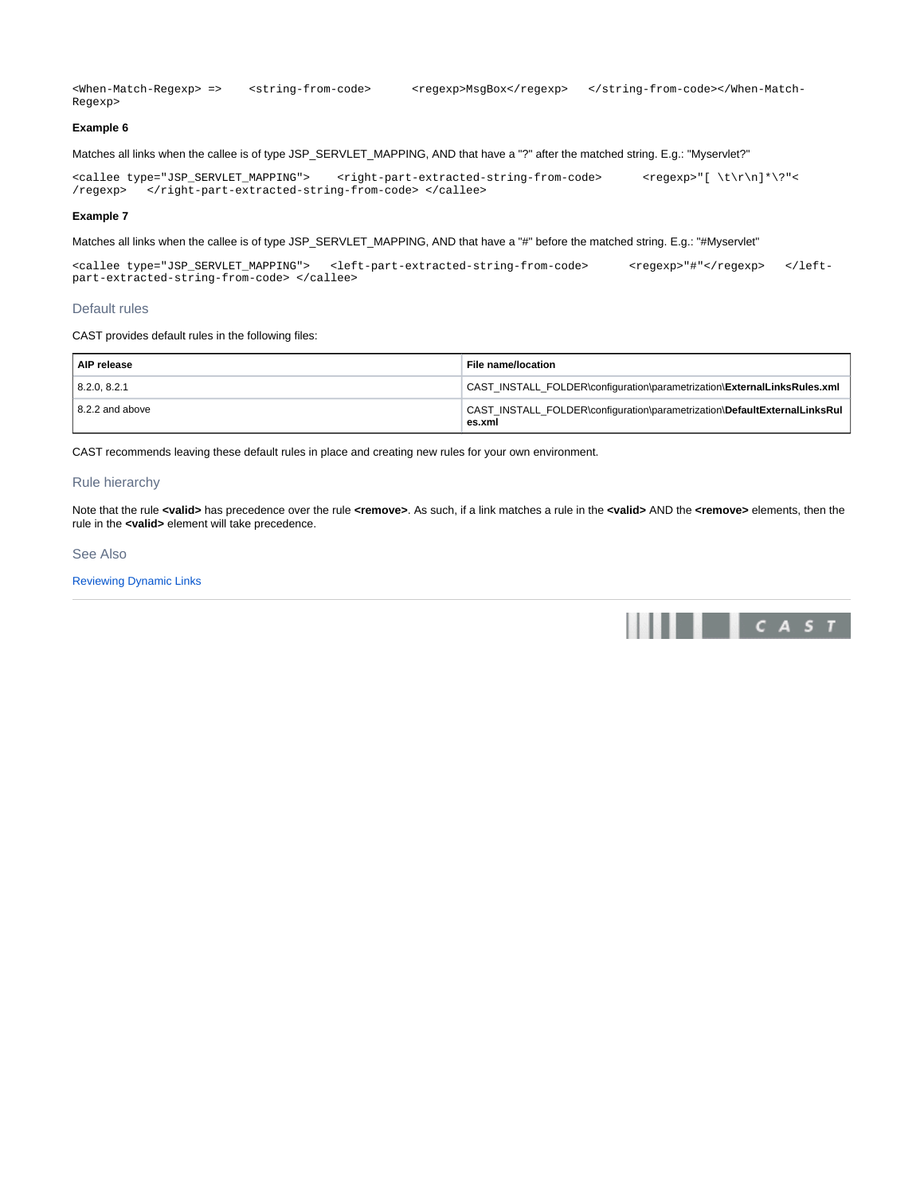```
<When-Match-Regexp> =>    <string-from-code>      <regexp>MsgBox</regexp>    </string-from-code></When-Match-Regexp>
```

**Example 6**

Matches all links when the callee is of type JSP_SERVLET_MAPPING, AND that have a "?" after the matched string. E.g.: "Myservlet?"

```
<callee type="JSP_SERVLET_MAPPING">    <right-part-extracted-string-from-code>      <regexp>"[ \t\r\n]*\?"</regexp>    </right-part-extracted-string-from-code> </callee>
```

**Example 7**

Matches all links when the callee is of type JSP_SERVLET_MAPPING, AND that have a "#" before the matched string. E.g.: "#Myservlet"

```
<callee type="JSP_SERVLET_MAPPING">   <left-part-extracted-string-from-code>      <regexp>"#"</regexp>    </left-part-extracted-string-from-code> </callee>
```

## Default rules

CAST provides default rules in the following files:

| AIP release | File name/location |
|---|---|
| 8.2.0, 8.2.1 | CAST_INSTALL_FOLDER\configuration\parametrization\**ExternalLinksRules.xml** |
| 8.2.2 and above | CAST_INSTALL_FOLDER\configuration\parametrization\**DefaultExternalLinksRules.xml** |

CAST recommends leaving these default rules in place and creating new rules for your own environment.

## Rule hierarchy

Note that the rule **<valid>** has precedence over the rule **<remove>**. As such, if a link matches a rule in the **<valid>** AND the **<remove>** elements, then the rule in the **<valid>** element will take precedence.

## See Also

Reviewing Dynamic Links